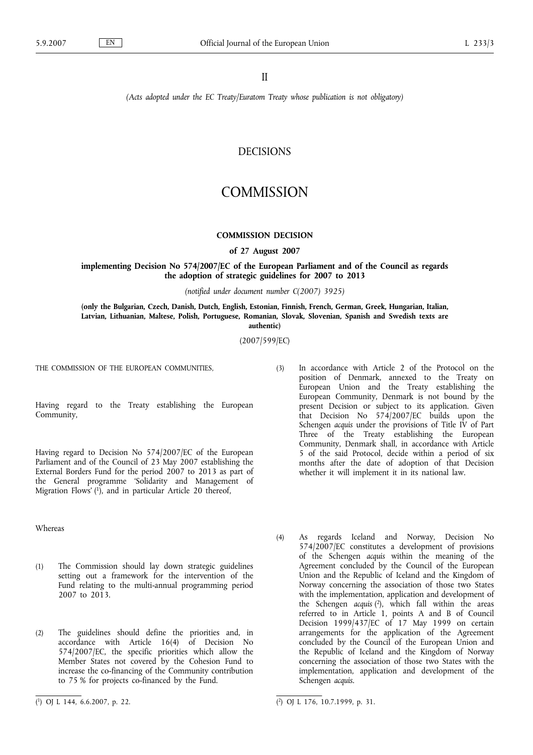II

*(Acts adopted under the EC Treaty/Euratom Treaty whose publication is not obligatory)*

# DECISIONS

# COMMISSION

## COMMISSION DECISION

### of 27 August 2007

### implementing Decision No 574/2007/EC of the European Parliament and of the Council as regards the adoption of strategic guidelines for 2007 to 2013

*(notified under document number C(2007) 3925)*

**(only the Bulgarian, Czech, Danish, Dutch, English, Estonian, Finnish, French, German, Greek, Hungarian, Italian, Latvian, Lithuanian, Maltese, Polish, Portuguese, Romanian, Slovak, Slovenian, Spanish and Swedish texts are authentic)**

(2007/599/EC)

THE COMMISSION OF THE EUROPEAN COMMUNITIES,

Having regard to the Treaty establishing the European Community,

Having regard to Decision No 574/2007/EC of the European Parliament and of the Council of 23 May 2007 establishing the External Borders Fund for the period 2007 to 2013 as part of the General programme 'Solidarity and Management of Migration Flows' [1], and in particular Article 20 thereof,

Whereas

(1) The Commission should lay down strategic guidelines setting out a framework for the intervention of the Fund relating to the multi-annual programming period 2007 to 2013.

(2) The guidelines should define the priorities and, in accordance with Article 16(4) of Decision No 574/2007/EC, the specific priorities which allow the Member States not covered by the Cohesion Fund to increase the co-financing of the Community contribution to 75 % for projects co-financed by the Fund.

(3) In accordance with Article 2 of the Protocol on the position of Denmark, annexed to the Treaty on European Union and the Treaty establishing the European Community, Denmark is not bound by the present Decision or subject to its application. Given that Decision No 574/2007/EC builds upon the Schengen *acquis* under the provisions of Title IV of Part Three of the Treaty establishing the European Community, Denmark shall, in accordance with Article 5 of the said Protocol, decide within a period of six months after the date of adoption of that Decision whether it will implement it in its national law.

(4) As regards Iceland and Norway, Decision No 574/2007/EC constitutes a development of provisions of the Schengen *acquis* within the meaning of the Agreement concluded by the Council of the European Union and the Republic of Iceland and the Kingdom of Norway concerning the association of those two States with the implementation, application and development of the Schengen *acquis* [2], which fall within the areas referred to in Article 1, points A and B of Council Decision 1999/437/EC of 17 May 1999 on certain arrangements for the application of the Agreement concluded by the Council of the European Union and the Republic of Iceland and the Kingdom of Norway concerning the association of those two States with the implementation, application and development of the Schengen *acquis*.

---

[1] OJ L 144, 6.6.2007, p. 22.

[2] OJ L 176, 10.7.1999, p. 31.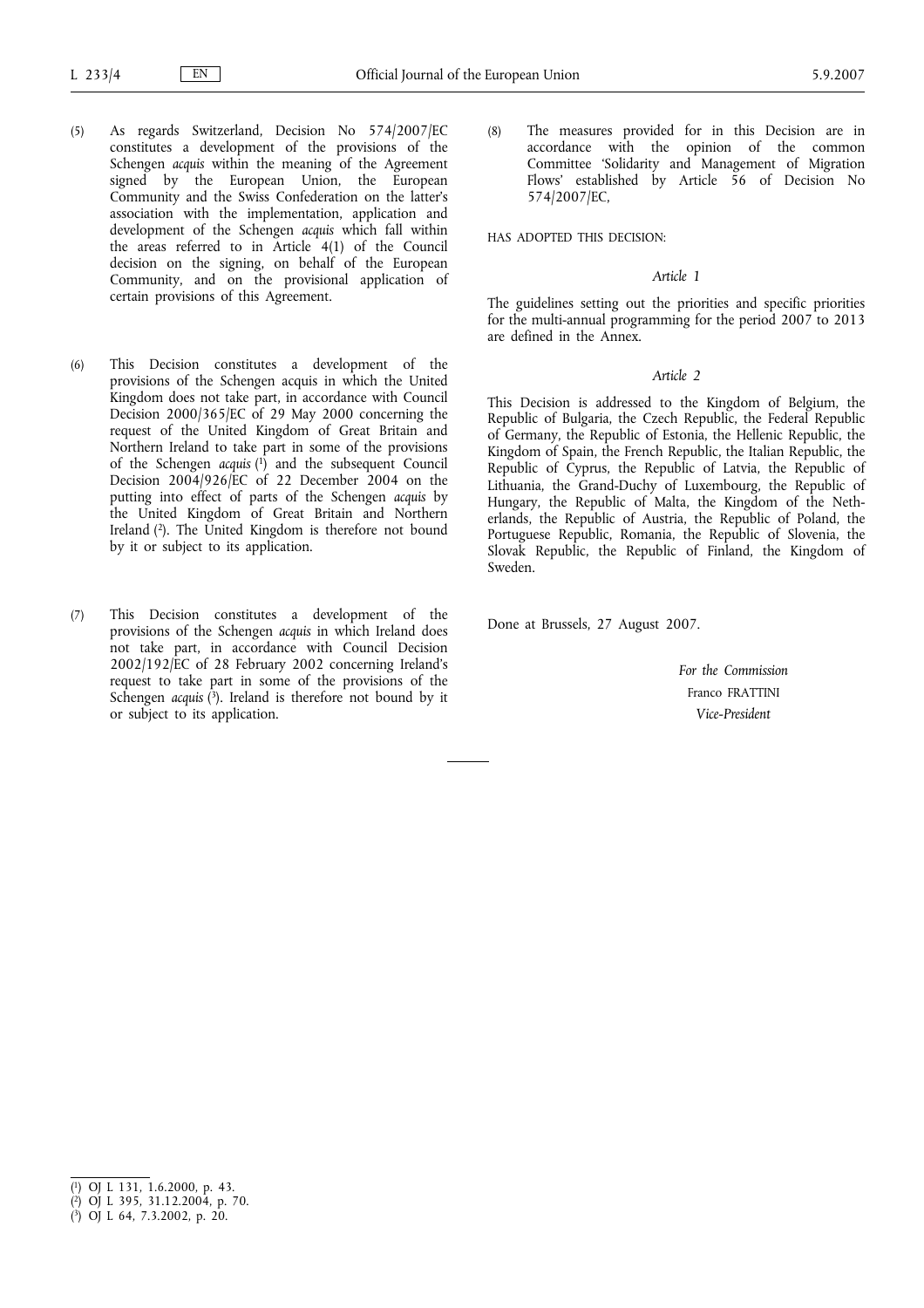(5) As regards Switzerland, Decision No 574/2007/EC constitutes a development of the provisions of the Schengen *acquis* within the meaning of the Agreement signed by the European Union, the European Community and the Swiss Confederation on the latter's association with the implementation, application and development of the Schengen *acquis* which fall within the areas referred to in Article 4(1) of the Council decision on the signing, on behalf of the European Community, and on the provisional application of certain provisions of this Agreement.

(6) This Decision constitutes a development of the provisions of the Schengen acquis in which the United Kingdom does not take part, in accordance with Council Decision 2000/365/EC of 29 May 2000 concerning the request of the United Kingdom of Great Britain and Northern Ireland to take part in some of the provisions of the Schengen *acquis* [1] and the subsequent Council Decision 2004/926/EC of 22 December 2004 on the putting into effect of parts of the Schengen *acquis* by the United Kingdom of Great Britain and Northern Ireland [2]. The United Kingdom is therefore not bound by it or subject to its application.

(7) This Decision constitutes a development of the provisions of the Schengen *acquis* in which Ireland does not take part, in accordance with Council Decision 2002/192/EC of 28 February 2002 concerning Ireland's request to take part in some of the provisions of the Schengen *acquis* [3]. Ireland is therefore not bound by it or subject to its application.

(8) The measures provided for in this Decision are in accordance with the opinion of the common Committee 'Solidarity and Management of Migration Flows' established by Article 56 of Decision No 574/2007/EC,

HAS ADOPTED THIS DECISION:

*Article 1*

The guidelines setting out the priorities and specific priorities for the multi-annual programming for the period 2007 to 2013 are defined in the Annex.

*Article 2*

This Decision is addressed to the Kingdom of Belgium, the Republic of Bulgaria, the Czech Republic, the Federal Republic of Germany, the Republic of Estonia, the Hellenic Republic, the Kingdom of Spain, the French Republic, the Italian Republic, the Republic of Cyprus, the Republic of Latvia, the Republic of Lithuania, the Grand-Duchy of Luxembourg, the Republic of Hungary, the Republic of Malta, the Kingdom of the Netherlands, the Republic of Austria, the Republic of Poland, the Portuguese Republic, Romania, the Republic of Slovenia, the Slovak Republic, the Republic of Finland, the Kingdom of Sweden.

Done at Brussels, 27 August 2007.

*For the Commission*
Franco FRATTINI
*Vice-President*

---

[1] OJ L 131, 1.6.2000, p. 43.
[2] OJ L 395, 31.12.2004, p. 70.
[3] OJ L 64, 7.3.2002, p. 20.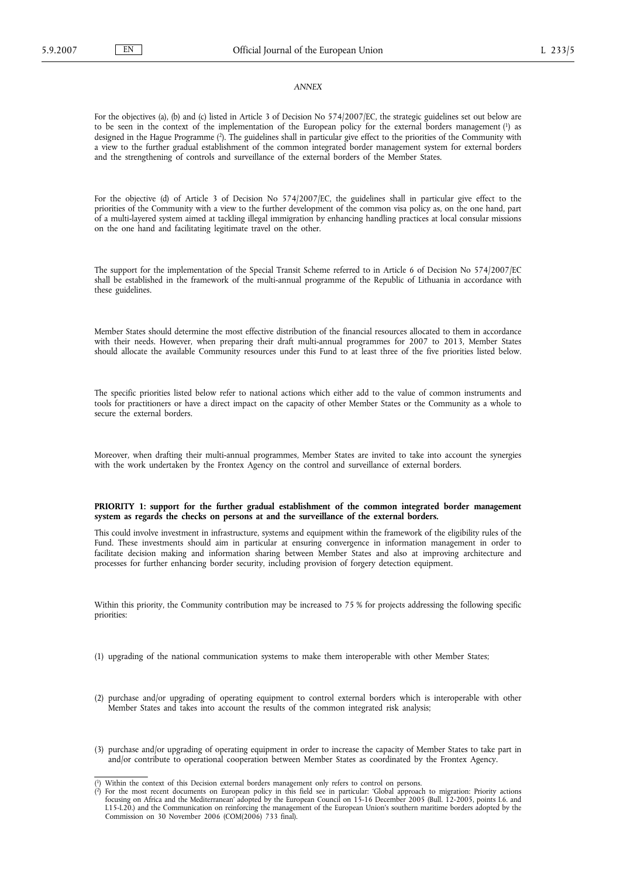*ANNEX*

For the objectives (a), (b) and (c) listed in Article 3 of Decision No 574/2007/EC, the strategic guidelines set out below are to be seen in the context of the implementation of the European policy for the external borders management [1] as designed in the Hague Programme [2]. The guidelines shall in particular give effect to the priorities of the Community with a view to the further gradual establishment of the common integrated border management system for external borders and the strengthening of controls and surveillance of the external borders of the Member States.

For the objective (d) of Article 3 of Decision No 574/2007/EC, the guidelines shall in particular give effect to the priorities of the Community with a view to the further development of the common visa policy as, on the one hand, part of a multi-layered system aimed at tackling illegal immigration by enhancing handling practices at local consular missions on the one hand and facilitating legitimate travel on the other.

The support for the implementation of the Special Transit Scheme referred to in Article 6 of Decision No 574/2007/EC shall be established in the framework of the multi-annual programme of the Republic of Lithuania in accordance with these guidelines.

Member States should determine the most effective distribution of the financial resources allocated to them in accordance with their needs. However, when preparing their draft multi-annual programmes for 2007 to 2013, Member States should allocate the available Community resources under this Fund to at least three of the five priorities listed below.

The specific priorities listed below refer to national actions which either add to the value of common instruments and tools for practitioners or have a direct impact on the capacity of other Member States or the Community as a whole to secure the external borders.

Moreover, when drafting their multi-annual programmes, Member States are invited to take into account the synergies with the work undertaken by the Frontex Agency on the control and surveillance of external borders.

**PRIORITY 1: support for the further gradual establishment of the common integrated border management system as regards the checks on persons at and the surveillance of the external borders.**

This could involve investment in infrastructure, systems and equipment within the framework of the eligibility rules of the Fund. These investments should aim in particular at ensuring convergence in information management in order to facilitate decision making and information sharing between Member States and also at improving architecture and processes for further enhancing border security, including provision of forgery detection equipment.

Within this priority, the Community contribution may be increased to 75 % for projects addressing the following specific priorities:

(1) upgrading of the national communication systems to make them interoperable with other Member States;

(2) purchase and/or upgrading of operating equipment to control external borders which is interoperable with other Member States and takes into account the results of the common integrated risk analysis;

(3) purchase and/or upgrading of operating equipment in order to increase the capacity of Member States to take part in and/or contribute to operational cooperation between Member States as coordinated by the Frontex Agency.

---

[1] Within the context of this Decision external borders management only refers to control on persons.

[2] For the most recent documents on European policy in this field see in particular: 'Global approach to migration: Priority actions focusing on Africa and the Mediterranean' adopted by the European Council on 15-16 December 2005 (Bull. 12-2005, points I.6. and I.15-I.20.) and the Communication on reinforcing the management of the European Union's southern maritime borders adopted by the Commission on 30 November 2006 (COM(2006) 733 final).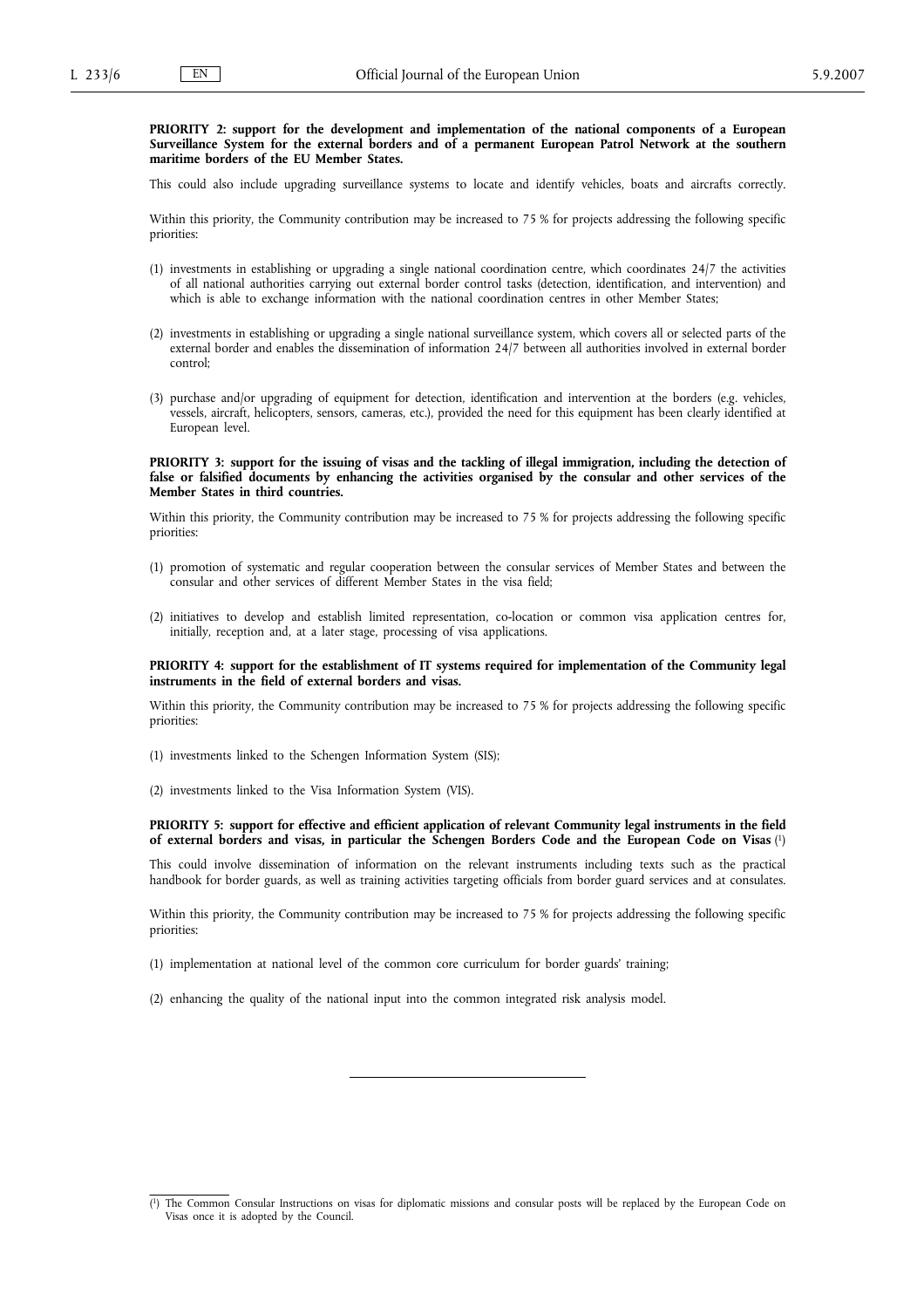**PRIORITY 2: support for the development and implementation of the national components of a European Surveillance System for the external borders and of a permanent European Patrol Network at the southern maritime borders of the EU Member States.**

This could also include upgrading surveillance systems to locate and identify vehicles, boats and aircrafts correctly.

Within this priority, the Community contribution may be increased to 75 % for projects addressing the following specific priorities:

(1) investments in establishing or upgrading a single national coordination centre, which coordinates 24/7 the activities of all national authorities carrying out external border control tasks (detection, identification, and intervention) and which is able to exchange information with the national coordination centres in other Member States;

(2) investments in establishing or upgrading a single national surveillance system, which covers all or selected parts of the external border and enables the dissemination of information 24/7 between all authorities involved in external border control;

(3) purchase and/or upgrading of equipment for detection, identification and intervention at the borders (e.g. vehicles, vessels, aircraft, helicopters, sensors, cameras, etc.), provided the need for this equipment has been clearly identified at European level.

**PRIORITY 3: support for the issuing of visas and the tackling of illegal immigration, including the detection of false or falsified documents by enhancing the activities organised by the consular and other services of the Member States in third countries.**

Within this priority, the Community contribution may be increased to 75 % for projects addressing the following specific priorities:

(1) promotion of systematic and regular cooperation between the consular services of Member States and between the consular and other services of different Member States in the visa field;

(2) initiatives to develop and establish limited representation, co-location or common visa application centres for, initially, reception and, at a later stage, processing of visa applications.

**PRIORITY 4: support for the establishment of IT systems required for implementation of the Community legal instruments in the field of external borders and visas.**

Within this priority, the Community contribution may be increased to 75 % for projects addressing the following specific priorities:

(1) investments linked to the Schengen Information System (SIS);

(2) investments linked to the Visa Information System (VIS).

**PRIORITY 5: support for effective and efficient application of relevant Community legal instruments in the field of external borders and visas, in particular the Schengen Borders Code and the European Code on Visas** [1]

This could involve dissemination of information on the relevant instruments including texts such as the practical handbook for border guards, as well as training activities targeting officials from border guard services and at consulates.

Within this priority, the Community contribution may be increased to 75 % for projects addressing the following specific priorities:

(1) implementation at national level of the common core curriculum for border guards' training;

(2) enhancing the quality of the national input into the common integrated risk analysis model.

---

[1] The Common Consular Instructions on visas for diplomatic missions and consular posts will be replaced by the European Code on Visas once it is adopted by the Council.